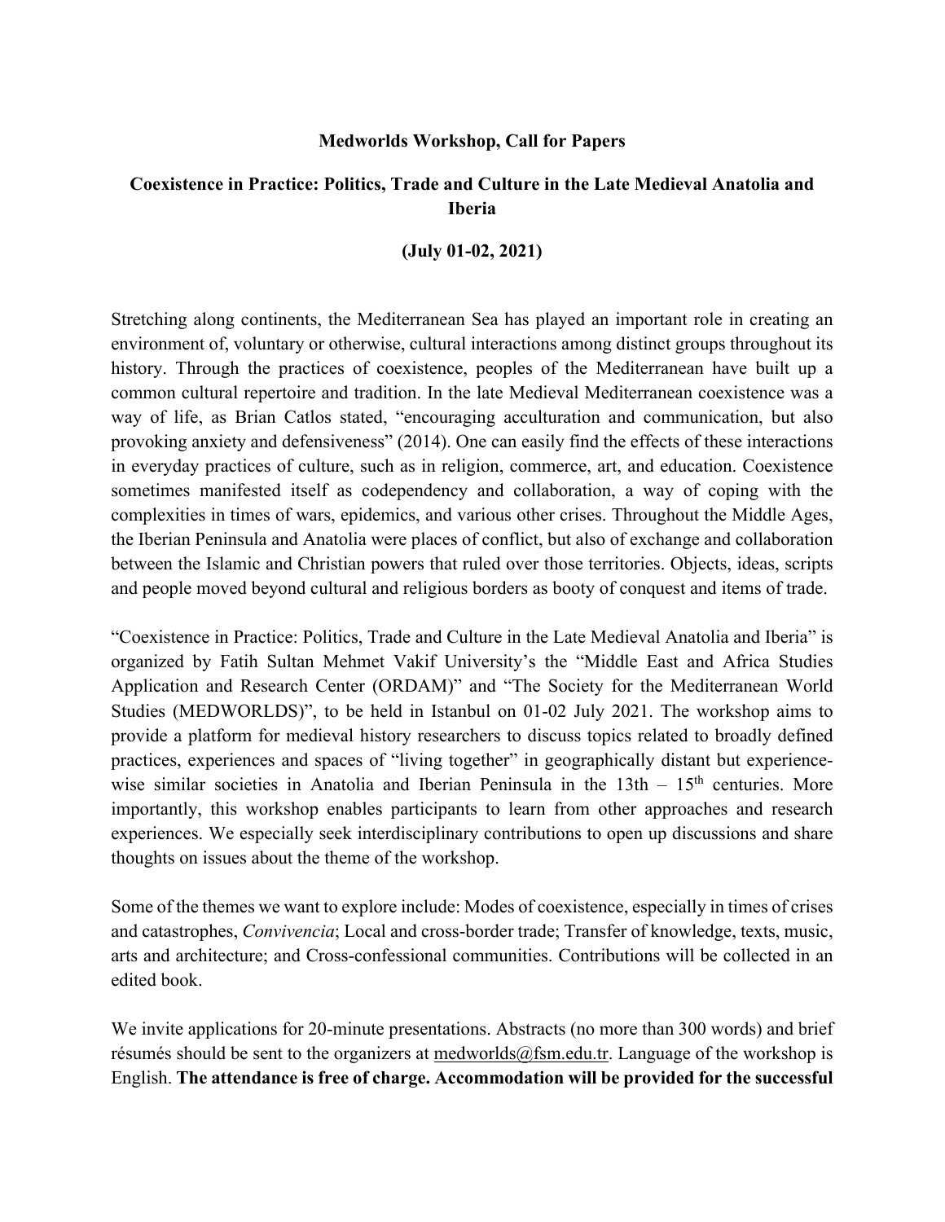**Medworlds Workshop, Call for Papers**

**Coexistence in Practice: Politics, Trade and Culture in the Late Medieval Anatolia and Iberia**

**(July 01-02, 2021)**

Stretching along continents, the Mediterranean Sea has played an important role in creating an environment of, voluntary or otherwise, cultural interactions among distinct groups throughout its history. Through the practices of coexistence, peoples of the Mediterranean have built up a common cultural repertoire and tradition. In the late Medieval Mediterranean coexistence was a way of life, as Brian Catlos stated, “encouraging acculturation and communication, but also provoking anxiety and defensiveness” (2014). One can easily find the effects of these interactions in everyday practices of culture, such as in religion, commerce, art, and education. Coexistence sometimes manifested itself as codependency and collaboration, a way of coping with the complexities in times of wars, epidemics, and various other crises. Throughout the Middle Ages, the Iberian Peninsula and Anatolia were places of conflict, but also of exchange and collaboration between the Islamic and Christian powers that ruled over those territories. Objects, ideas, scripts and people moved beyond cultural and religious borders as booty of conquest and items of trade.

“Coexistence in Practice: Politics, Trade and Culture in the Late Medieval Anatolia and Iberia” is organized by Fatih Sultan Mehmet Vakif University’s the “Middle East and Africa Studies Application and Research Center (ORDAM)” and “The Society for the Mediterranean World Studies (MEDWORLDS)”, to be held in Istanbul on 01-02 July 2021. The workshop aims to provide a platform for medieval history researchers to discuss topics related to broadly defined practices, experiences and spaces of “living together” in geographically distant but experience-wise similar societies in Anatolia and Iberian Peninsula in the 13th – 15th centuries. More importantly, this workshop enables participants to learn from other approaches and research experiences. We especially seek interdisciplinary contributions to open up discussions and share thoughts on issues about the theme of the workshop.

Some of the themes we want to explore include: Modes of coexistence, especially in times of crises and catastrophes, *Convivencia*; Local and cross-border trade; Transfer of knowledge, texts, music, arts and architecture; and Cross-confessional communities. Contributions will be collected in an edited book.

We invite applications for 20-minute presentations. Abstracts (no more than 300 words) and brief résumés should be sent to the organizers at medworlds@fsm.edu.tr. Language of the workshop is English. **The attendance is free of charge. Accommodation will be provided for the successful**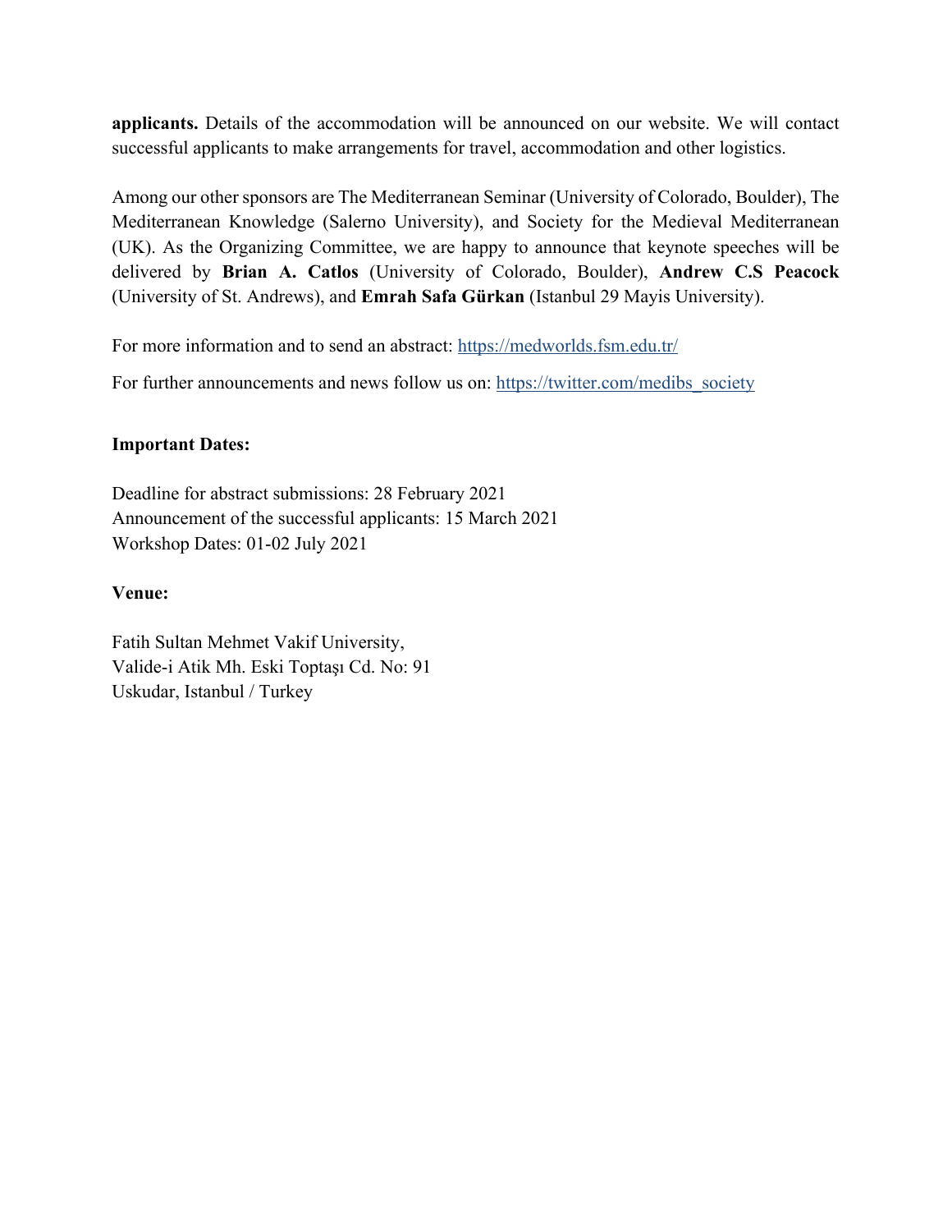**applicants.** Details of the accommodation will be announced on our website. We will contact successful applicants to make arrangements for travel, accommodation and other logistics.

Among our other sponsors are The Mediterranean Seminar (University of Colorado, Boulder), The Mediterranean Knowledge (Salerno University), and Society for the Medieval Mediterranean (UK). As the Organizing Committee, we are happy to announce that keynote speeches will be delivered by **Brian A. Catlos** (University of Colorado, Boulder), **Andrew C.S Peacock** (University of St. Andrews), and **Emrah Safa Gürkan** (Istanbul 29 Mayis University).

For more information and to send an abstract: https://medworlds.fsm.edu.tr/

For further announcements and news follow us on: https://twitter.com/medibs_society

**Important Dates:**

Deadline for abstract submissions: 28 February 2021
Announcement of the successful applicants: 15 March 2021
Workshop Dates: 01-02 July 2021

**Venue:**

Fatih Sultan Mehmet Vakif University,
Valide-i Atik Mh. Eski Toptaşı Cd. No: 91
Uskudar, Istanbul / Turkey